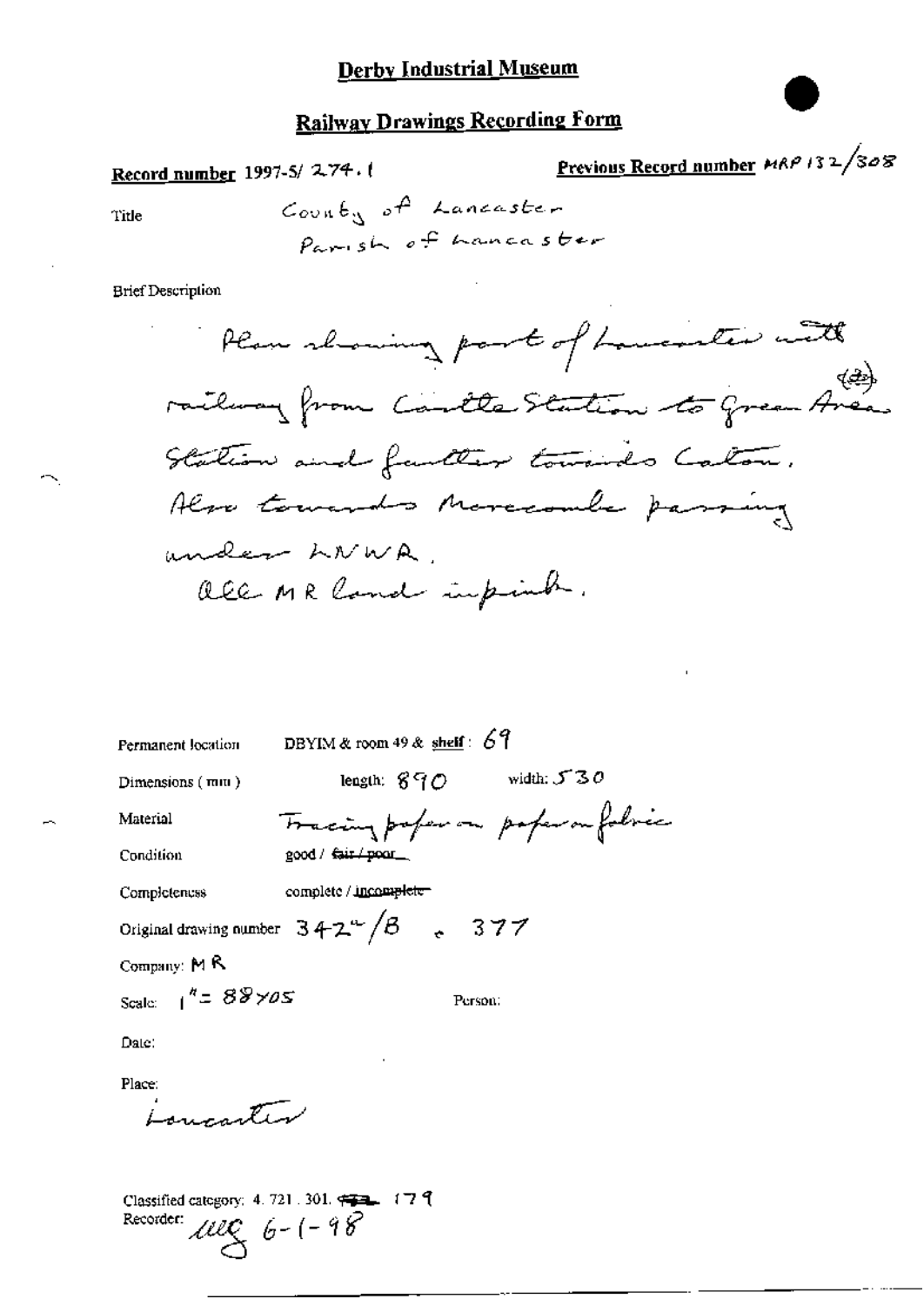# Derby Industrial Museum

## Railway Drawings Recording Form

**Record number** 1997-5/ 274.1

**Previous Record number** MRP 132/308

Title

County of Lancaster
Parish of Lancaster

Brief Description

Plan showing part of Lancaster with railway from Castle Station to Green Area (?) Station and further towards Caton. Also towards Morecambe passing under LNWR. All MR land in pink.

Permanent location DBYIM & room 49 & shelf: 69

Dimensions (mm) length: 890 width: 530

Material Tracing paper on paper on fabric

Condition good / ~~fair / poor~~

Completeness complete / ~~incomplete~~

Original drawing number $342^{u}/B$ . 377

Company: MR

Scale: 1" = 88 yds

Person:

Date:

Place:
Lancaster

Classified category: 4. 721. 301. ~~~~ 179
Recorder: ueg 6-1-98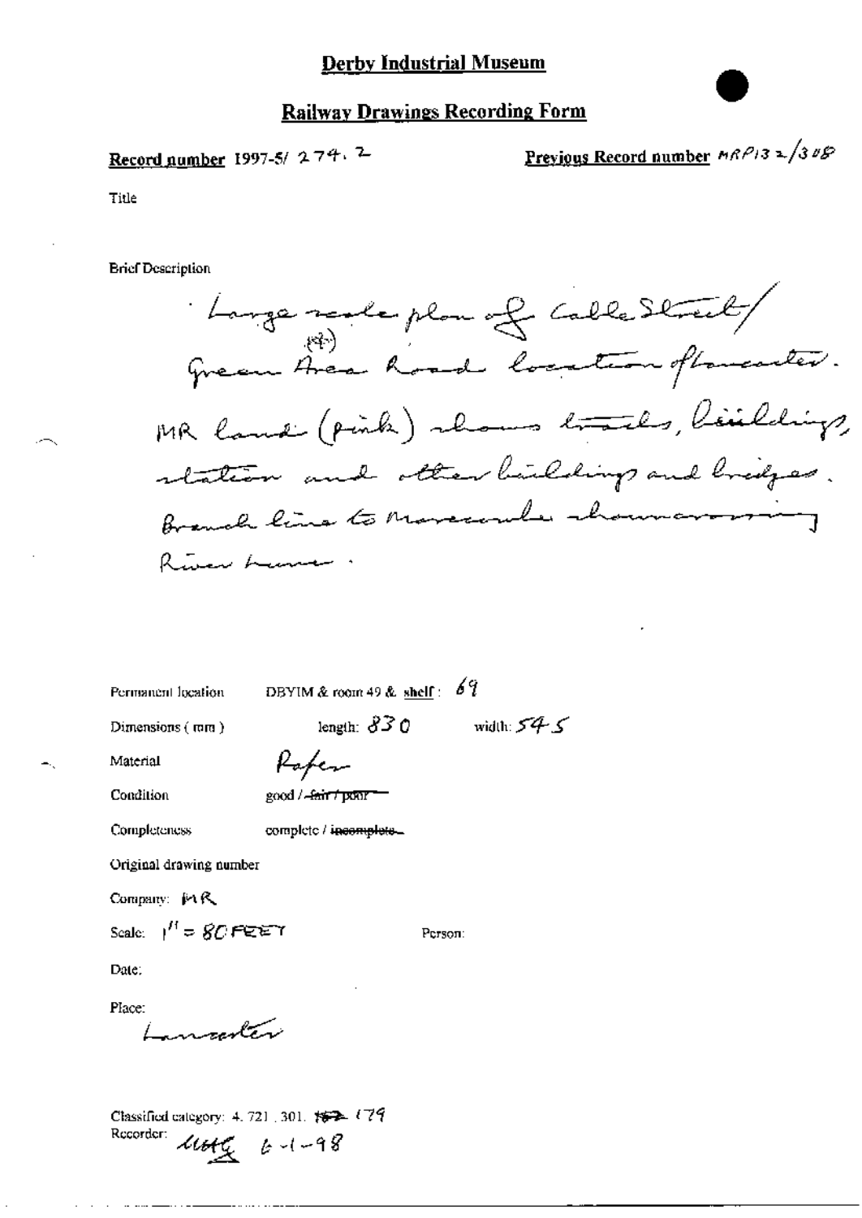## Derby Industrial Museum

## Railway Drawings Recording Form

**Record number** 1997-5/ 274.2

**Previous Record number** MRP132/308

Title

Brief Description

Large scale plan of Cable Street/ Green Area (?) Road location of Lancaster. MR land (pink) shows tracks, buildings, station and other buildings and bridges. Branch line to Morecambe shown crossing River Lune.

Permanent location: DBYIM & room 49 & shelf: 69

Dimensions (mm): length: 830 width: 545

Material: Paper

Condition: good / ~~fair / poor~~

Completeness: complete / ~~incomplete~~

Original drawing number

Company: MR

Scale: 1" = 80 FEET

Person:

Date:

Place: Lancaster

Classified category: 4.721.301. ~~152~~ 179

Recorder: MAG 6-1-98